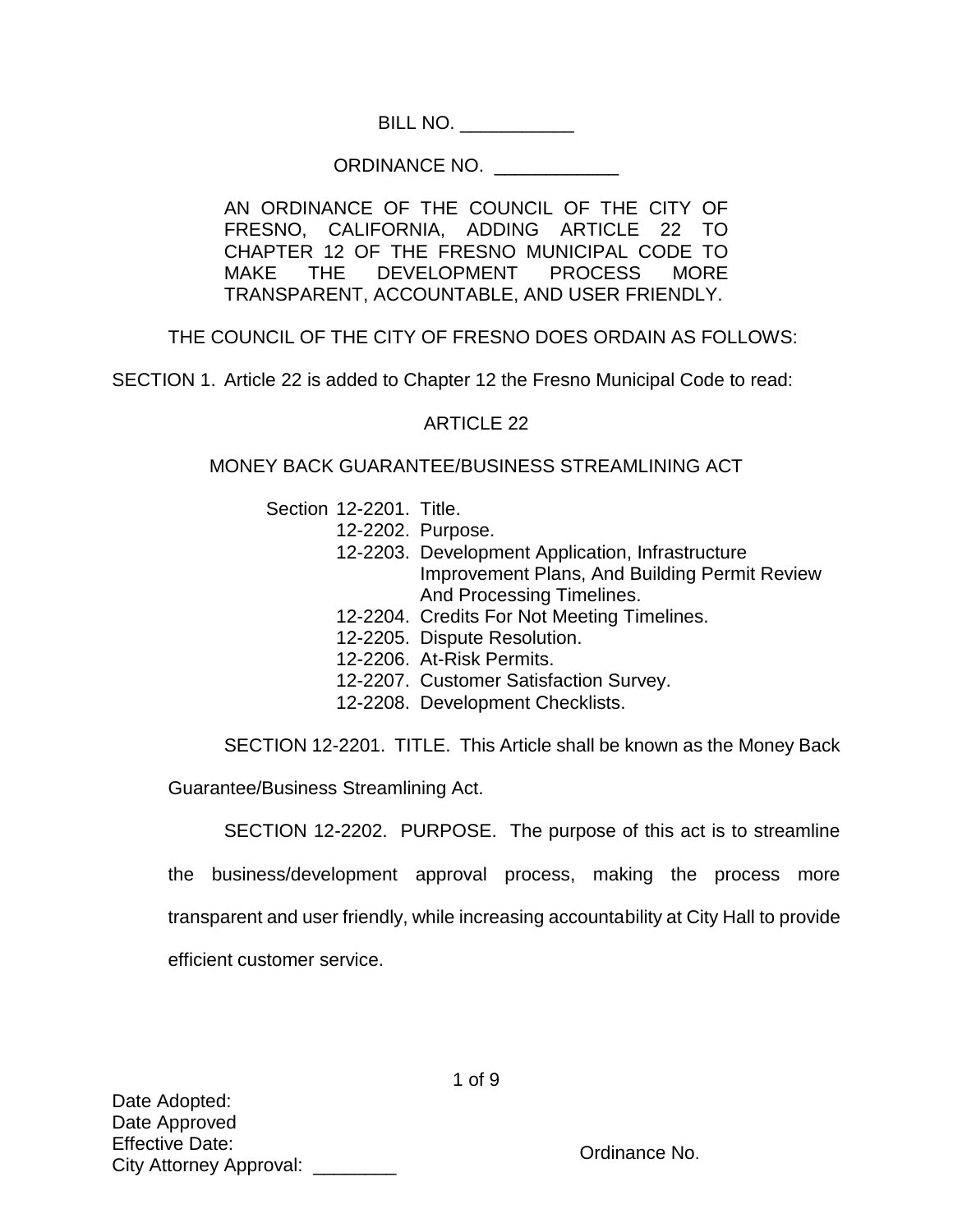BILL NO. \_\_\_\_\_\_\_\_\_\_\_

ORDINANCE NO. \_\_\_\_\_\_\_\_\_\_\_\_

AN ORDINANCE OF THE COUNCIL OF THE CITY OF FRESNO, CALIFORNIA, ADDING ARTICLE 22 TO CHAPTER 12 OF THE FRESNO MUNICIPAL CODE TO MAKE THE DEVELOPMENT PROCESS MORE TRANSPARENT, ACCOUNTABLE, AND USER FRIENDLY.

THE COUNCIL OF THE CITY OF FRESNO DOES ORDAIN AS FOLLOWS:

SECTION 1. Article 22 is added to Chapter 12 the Fresno Municipal Code to read:

ARTICLE 22

MONEY BACK GUARANTEE/BUSINESS STREAMLINING ACT

Section 12-2201. Title.
12-2202. Purpose.
12-2203. Development Application, Infrastructure Improvement Plans, And Building Permit Review And Processing Timelines.
12-2204. Credits For Not Meeting Timelines.
12-2205. Dispute Resolution.
12-2206. At-Risk Permits.
12-2207. Customer Satisfaction Survey.
12-2208. Development Checklists.

SECTION 12-2201. TITLE. This Article shall be known as the Money Back Guarantee/Business Streamlining Act.

SECTION 12-2202. PURPOSE. The purpose of this act is to streamline the business/development approval process, making the process more transparent and user friendly, while increasing accountability at City Hall to provide efficient customer service.

Date Adopted:
Date Approved
Effective Date:
City Attorney Approval: \_\_\_\_\_\_\_\_

Ordinance No.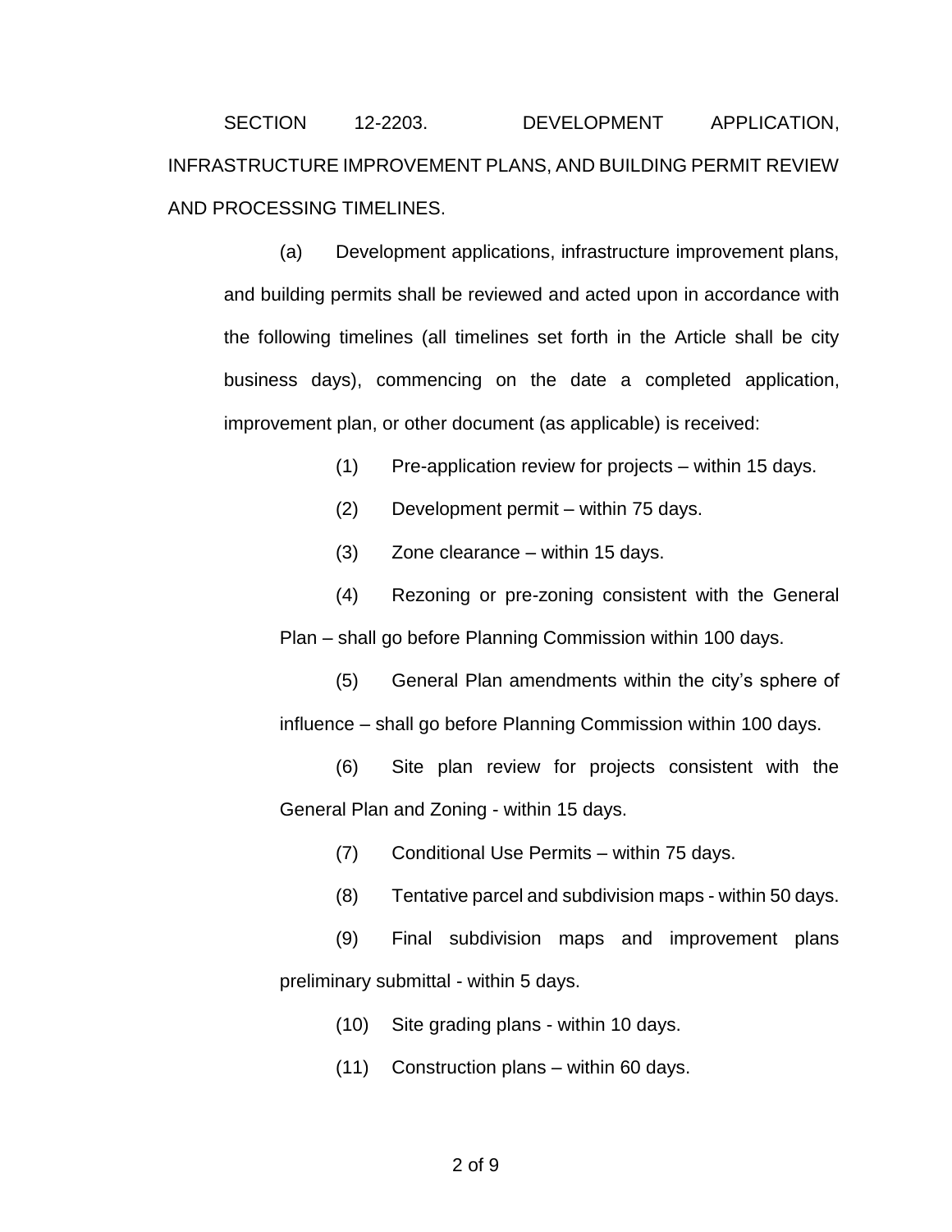SECTION 12-2203. DEVELOPMENT APPLICATION, INFRASTRUCTURE IMPROVEMENT PLANS, AND BUILDING PERMIT REVIEW AND PROCESSING TIMELINES.

(a) Development applications, infrastructure improvement plans, and building permits shall be reviewed and acted upon in accordance with the following timelines (all timelines set forth in the Article shall be city business days), commencing on the date a completed application, improvement plan, or other document (as applicable) is received:

(1) Pre-application review for projects – within 15 days.

(2) Development permit – within 75 days.

(3) Zone clearance – within 15 days.

(4) Rezoning or pre-zoning consistent with the General Plan – shall go before Planning Commission within 100 days.

(5) General Plan amendments within the city's sphere of influence – shall go before Planning Commission within 100 days.

(6) Site plan review for projects consistent with the General Plan and Zoning - within 15 days.

(7) Conditional Use Permits – within 75 days.

(8) Tentative parcel and subdivision maps - within 50 days.

(9) Final subdivision maps and improvement plans preliminary submittal - within 5 days.

(10) Site grading plans - within 10 days.

(11) Construction plans – within 60 days.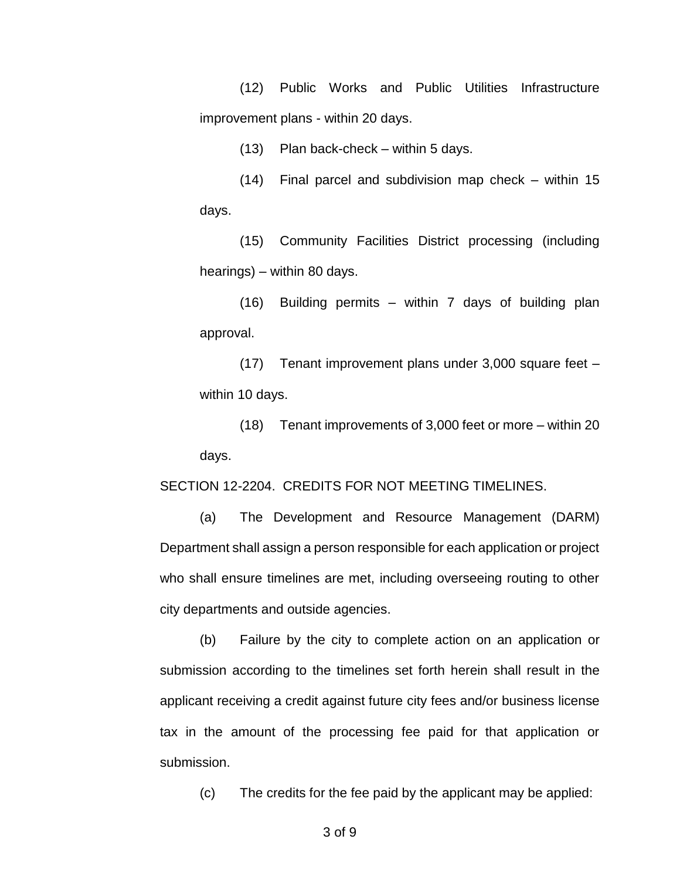(12) Public Works and Public Utilities Infrastructure improvement plans - within 20 days.

(13) Plan back-check – within 5 days.

(14) Final parcel and subdivision map check – within 15 days.

(15) Community Facilities District processing (including hearings) – within 80 days.

(16) Building permits – within 7 days of building plan approval.

(17) Tenant improvement plans under 3,000 square feet – within 10 days.

(18) Tenant improvements of 3,000 feet or more – within 20 days.

SECTION 12-2204. CREDITS FOR NOT MEETING TIMELINES.

(a) The Development and Resource Management (DARM) Department shall assign a person responsible for each application or project who shall ensure timelines are met, including overseeing routing to other city departments and outside agencies.

(b) Failure by the city to complete action on an application or submission according to the timelines set forth herein shall result in the applicant receiving a credit against future city fees and/or business license tax in the amount of the processing fee paid for that application or submission.

(c) The credits for the fee paid by the applicant may be applied: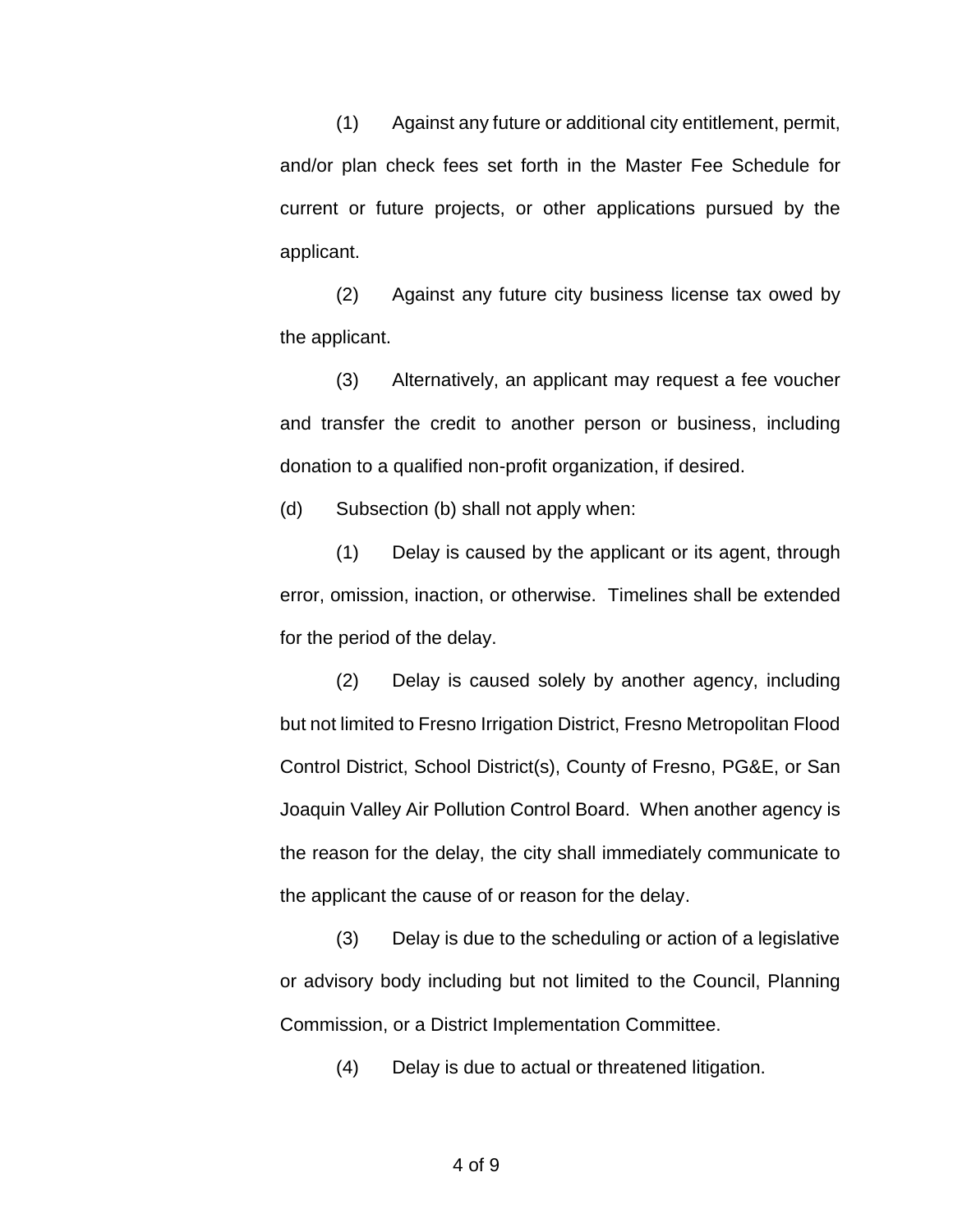(1) Against any future or additional city entitlement, permit, and/or plan check fees set forth in the Master Fee Schedule for current or future projects, or other applications pursued by the applicant.

(2) Against any future city business license tax owed by the applicant.

(3) Alternatively, an applicant may request a fee voucher and transfer the credit to another person or business, including donation to a qualified non-profit organization, if desired.

(d) Subsection (b) shall not apply when:

(1) Delay is caused by the applicant or its agent, through error, omission, inaction, or otherwise. Timelines shall be extended for the period of the delay.

(2) Delay is caused solely by another agency, including but not limited to Fresno Irrigation District, Fresno Metropolitan Flood Control District, School District(s), County of Fresno, PG&E, or San Joaquin Valley Air Pollution Control Board. When another agency is the reason for the delay, the city shall immediately communicate to the applicant the cause of or reason for the delay.

(3) Delay is due to the scheduling or action of a legislative or advisory body including but not limited to the Council, Planning Commission, or a District Implementation Committee.

(4) Delay is due to actual or threatened litigation.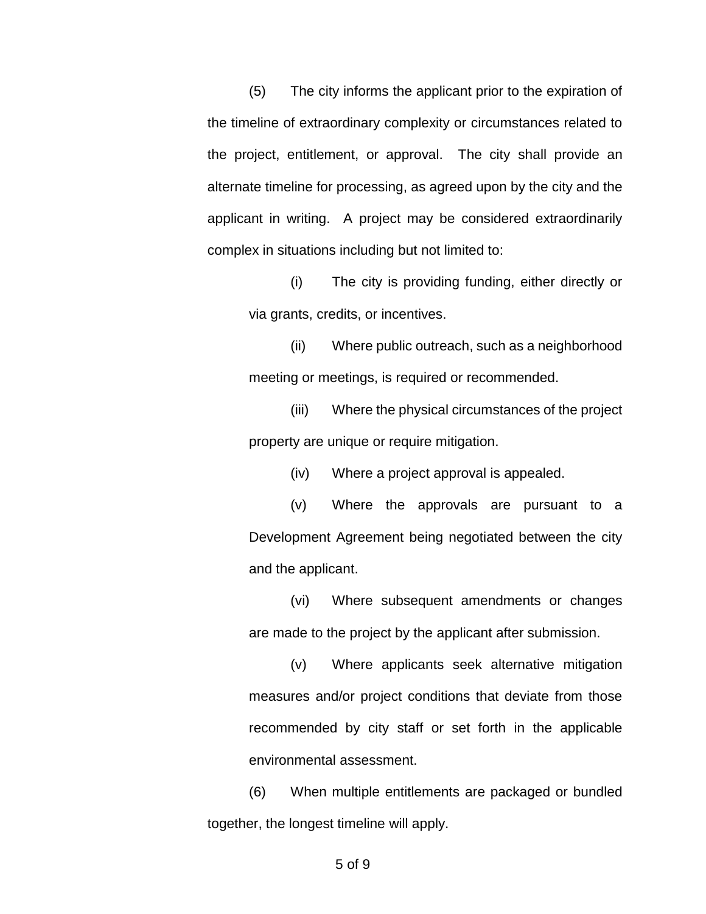(5) The city informs the applicant prior to the expiration of the timeline of extraordinary complexity or circumstances related to the project, entitlement, or approval. The city shall provide an alternate timeline for processing, as agreed upon by the city and the applicant in writing. A project may be considered extraordinarily complex in situations including but not limited to:

(i) The city is providing funding, either directly or via grants, credits, or incentives.

(ii) Where public outreach, such as a neighborhood meeting or meetings, is required or recommended.

(iii) Where the physical circumstances of the project property are unique or require mitigation.

(iv) Where a project approval is appealed.

(v) Where the approvals are pursuant to a Development Agreement being negotiated between the city and the applicant.

(vi) Where subsequent amendments or changes are made to the project by the applicant after submission.

(v) Where applicants seek alternative mitigation measures and/or project conditions that deviate from those recommended by city staff or set forth in the applicable environmental assessment.

(6) When multiple entitlements are packaged or bundled together, the longest timeline will apply.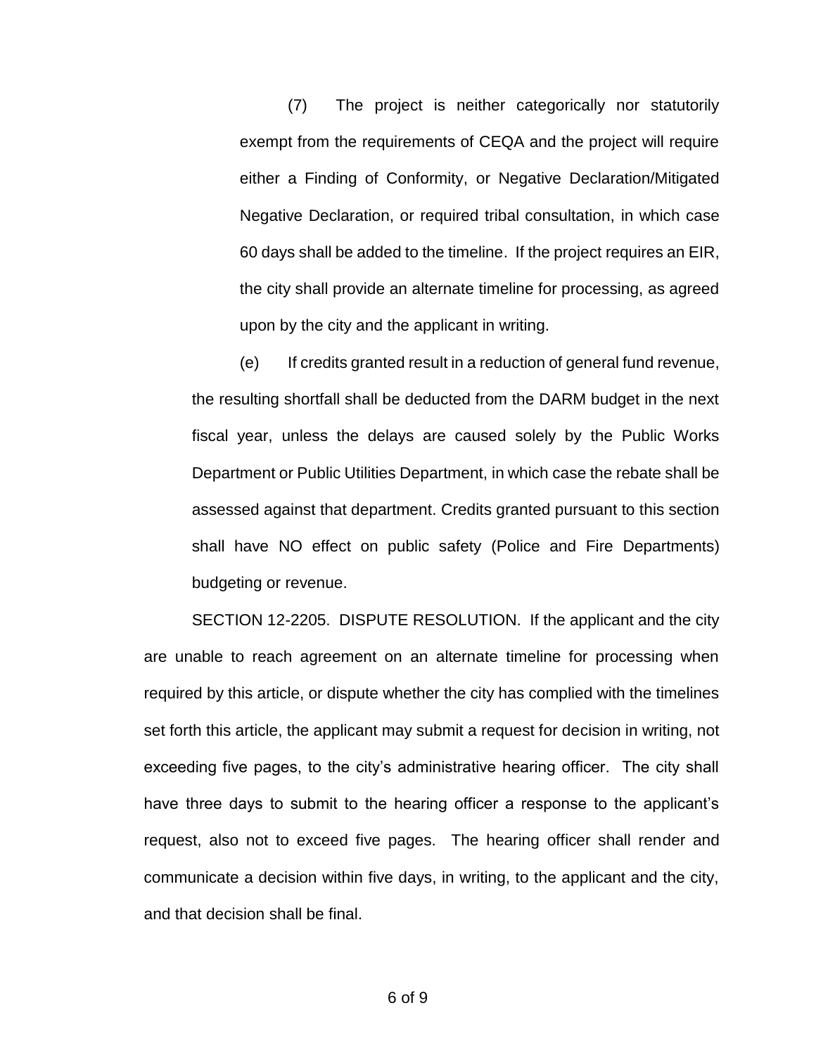(7) The project is neither categorically nor statutorily exempt from the requirements of CEQA and the project will require either a Finding of Conformity, or Negative Declaration/Mitigated Negative Declaration, or required tribal consultation, in which case 60 days shall be added to the timeline. If the project requires an EIR, the city shall provide an alternate timeline for processing, as agreed upon by the city and the applicant in writing.

(e) If credits granted result in a reduction of general fund revenue, the resulting shortfall shall be deducted from the DARM budget in the next fiscal year, unless the delays are caused solely by the Public Works Department or Public Utilities Department, in which case the rebate shall be assessed against that department. Credits granted pursuant to this section shall have NO effect on public safety (Police and Fire Departments) budgeting or revenue.

SECTION 12-2205. DISPUTE RESOLUTION. If the applicant and the city are unable to reach agreement on an alternate timeline for processing when required by this article, or dispute whether the city has complied with the timelines set forth this article, the applicant may submit a request for decision in writing, not exceeding five pages, to the city's administrative hearing officer. The city shall have three days to submit to the hearing officer a response to the applicant's request, also not to exceed five pages. The hearing officer shall render and communicate a decision within five days, in writing, to the applicant and the city, and that decision shall be final.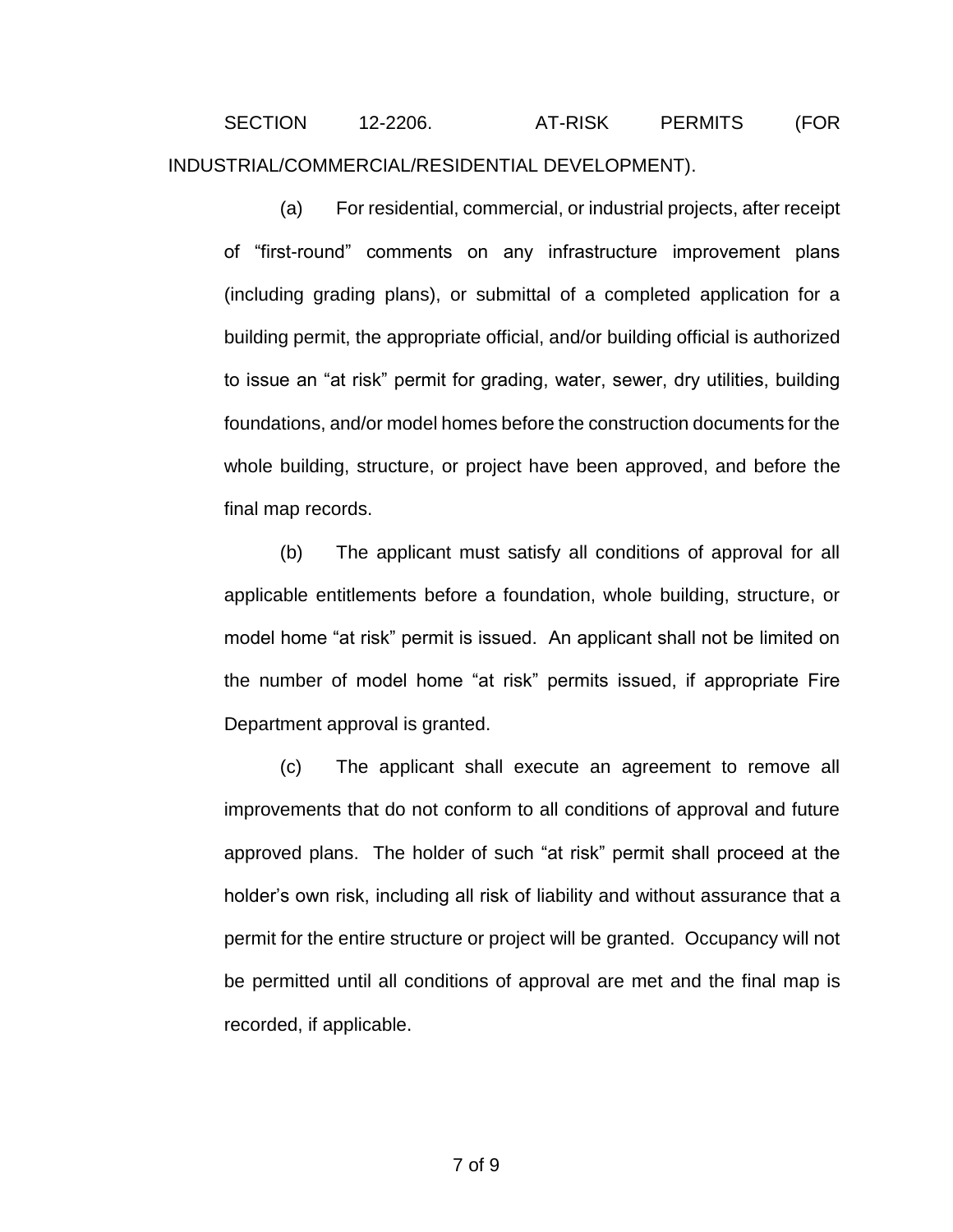## SECTION 12-2206. AT-RISK PERMITS (FOR INDUSTRIAL/COMMERCIAL/RESIDENTIAL DEVELOPMENT).

(a) For residential, commercial, or industrial projects, after receipt of "first-round" comments on any infrastructure improvement plans (including grading plans), or submittal of a completed application for a building permit, the appropriate official, and/or building official is authorized to issue an "at risk" permit for grading, water, sewer, dry utilities, building foundations, and/or model homes before the construction documents for the whole building, structure, or project have been approved, and before the final map records.

(b) The applicant must satisfy all conditions of approval for all applicable entitlements before a foundation, whole building, structure, or model home "at risk" permit is issued. An applicant shall not be limited on the number of model home "at risk" permits issued, if appropriate Fire Department approval is granted.

(c) The applicant shall execute an agreement to remove all improvements that do not conform to all conditions of approval and future approved plans. The holder of such "at risk" permit shall proceed at the holder's own risk, including all risk of liability and without assurance that a permit for the entire structure or project will be granted. Occupancy will not be permitted until all conditions of approval are met and the final map is recorded, if applicable.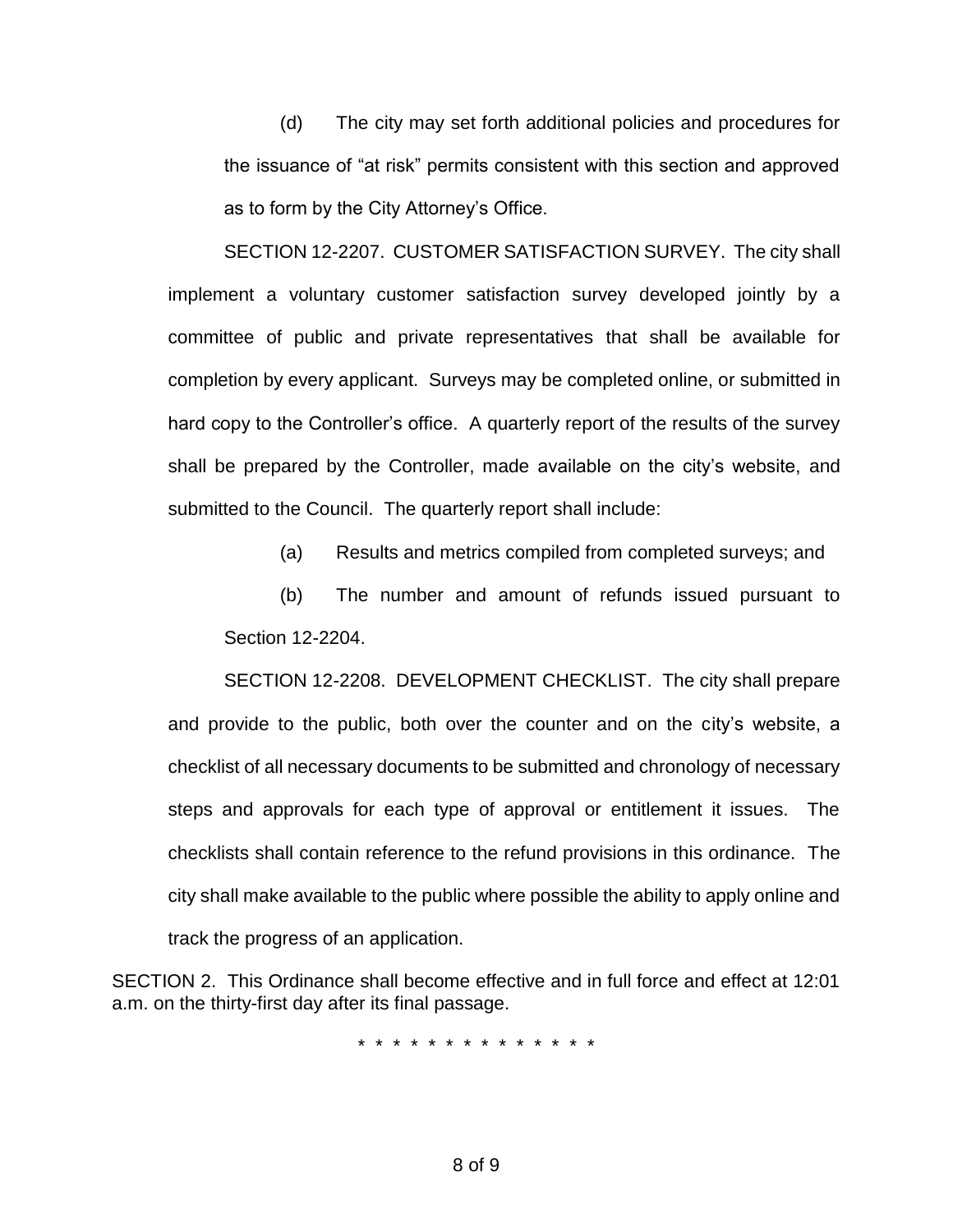(d) The city may set forth additional policies and procedures for the issuance of "at risk" permits consistent with this section and approved as to form by the City Attorney's Office.

SECTION 12-2207. CUSTOMER SATISFACTION SURVEY. The city shall implement a voluntary customer satisfaction survey developed jointly by a committee of public and private representatives that shall be available for completion by every applicant. Surveys may be completed online, or submitted in hard copy to the Controller's office. A quarterly report of the results of the survey shall be prepared by the Controller, made available on the city's website, and submitted to the Council. The quarterly report shall include:

(a) Results and metrics compiled from completed surveys; and

(b) The number and amount of refunds issued pursuant to Section 12-2204.

SECTION 12-2208. DEVELOPMENT CHECKLIST. The city shall prepare and provide to the public, both over the counter and on the city's website, a checklist of all necessary documents to be submitted and chronology of necessary steps and approvals for each type of approval or entitlement it issues. The checklists shall contain reference to the refund provisions in this ordinance. The city shall make available to the public where possible the ability to apply online and track the progress of an application.

SECTION 2. This Ordinance shall become effective and in full force and effect at 12:01 a.m. on the thirty-first day after its final passage.

* * * * * * * * * * * * * * *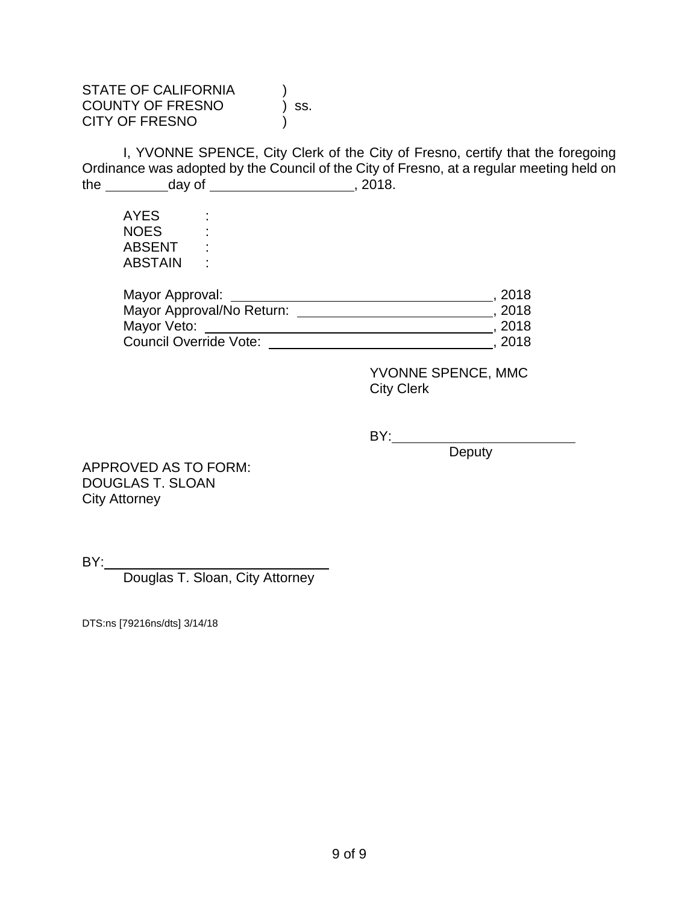STATE OF CALIFORNIA )
COUNTY OF FRESNO ) ss.
CITY OF FRESNO )

I, YVONNE SPENCE, City Clerk of the City of Fresno, certify that the foregoing Ordinance was adopted by the Council of the City of Fresno, at a regular meeting held on the ________ day of __________________, 2018.

AYES :
NOES :
ABSENT :
ABSTAIN :

Mayor Approval: ________________________________, 2018
Mayor Approval/No Return: ________________________, 2018
Mayor Veto: ____________________________________, 2018
Council Override Vote: ____________________________, 2018

YVONNE SPENCE, MMC
City Clerk

BY: ________________________
Deputy

APPROVED AS TO FORM:
DOUGLAS T. SLOAN
City Attorney

BY: ____________________________
Douglas T. Sloan, City Attorney

DTS:ns [79216ns/dts] 3/14/18